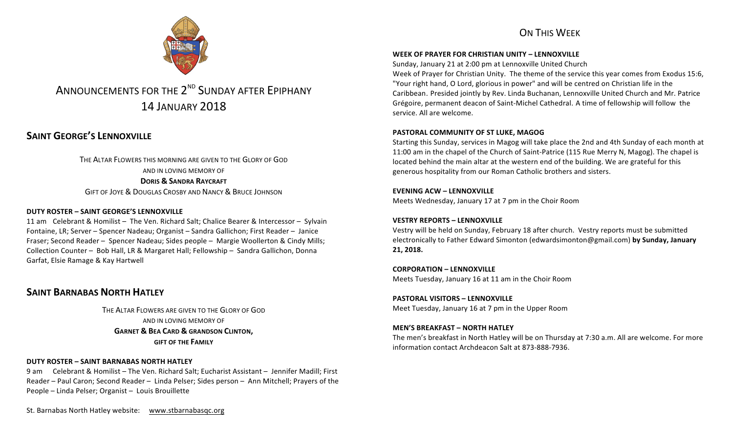# ANNOUNCEMENTS FOR THE 2ND SUNDAY AFTER EPIPHANY
# 14 JANUARY 2018

## SAINT GEORGE'S LENNOXVILLE

THE ALTAR FLOWERS THIS MORNING ARE GIVEN TO THE GLORY OF GOD
AND IN LOVING MEMORY OF
**DORIS & SANDRA RAYCRAFT**
GIFT OF JOYE & DOUGLAS CROSBY AND NANCY & BRUCE JOHNSON

**DUTY ROSTER – SAINT GEORGE'S LENNOXVILLE**

11 am Celebrant & Homilist – The Ven. Richard Salt; Chalice Bearer & Intercessor – Sylvain Fontaine, LR; Server – Spencer Nadeau; Organist – Sandra Gallichon; First Reader – Janice Fraser; Second Reader – Spencer Nadeau; Sides people – Margie Woollerton & Cindy Mills; Collection Counter – Bob Hall, LR & Margaret Hall; Fellowship – Sandra Gallichon, Donna Garfat, Elsie Ramage & Kay Hartwell

## SAINT BARNABAS NORTH HATLEY

THE ALTAR FLOWERS ARE GIVEN TO THE GLORY OF GOD
AND IN LOVING MEMORY OF
**GARNET & BEA CARD & GRANDSON CLINTON,**
**GIFT OF THE FAMILY**

**DUTY ROSTER – SAINT BARNABAS NORTH HATLEY**

9 am Celebrant & Homilist – The Ven. Richard Salt; Eucharist Assistant – Jennifer Madill; First Reader – Paul Caron; Second Reader – Linda Pelser; Sides person – Ann Mitchell; Prayers of the People – Linda Pelser; Organist – Louis Brouillette

St. Barnabas North Hatley website: www.stbarnabasqc.org

## ON THIS WEEK

**WEEK OF PRAYER FOR CHRISTIAN UNITY – LENNOXVILLE**

Sunday, January 21 at 2:00 pm at Lennoxville United Church
Week of Prayer for Christian Unity. The theme of the service this year comes from Exodus 15:6, "Your right hand, O Lord, glorious in power" and will be centred on Christian life in the Caribbean. Presided jointly by Rev. Linda Buchanan, Lennoxville United Church and Mr. Patrice Grégoire, permanent deacon of Saint-Michel Cathedral. A time of fellowship will follow the service. All are welcome.

**PASTORAL COMMUNITY OF ST LUKE, MAGOG**

Starting this Sunday, services in Magog will take place the 2nd and 4th Sunday of each month at 11:00 am in the chapel of the Church of Saint-Patrice (115 Rue Merry N, Magog). The chapel is located behind the main altar at the western end of the building. We are grateful for this generous hospitality from our Roman Catholic brothers and sisters.

**EVENING ACW – LENNOXVILLE**

Meets Wednesday, January 17 at 7 pm in the Choir Room

**VESTRY REPORTS – LENNOXVILLE**

Vestry will be held on Sunday, February 18 after church. Vestry reports must be submitted electronically to Father Edward Simonton (edwardsimonton@gmail.com) **by Sunday, January 21, 2018.**

**CORPORATION – LENNOXVILLE**

Meets Tuesday, January 16 at 11 am in the Choir Room

**PASTORAL VISITORS – LENNOXVILLE**

Meet Tuesday, January 16 at 7 pm in the Upper Room

**MEN'S BREAKFAST – NORTH HATLEY**

The men's breakfast in North Hatley will be on Thursday at 7:30 a.m. All are welcome. For more information contact Archdeacon Salt at 873-888-7936.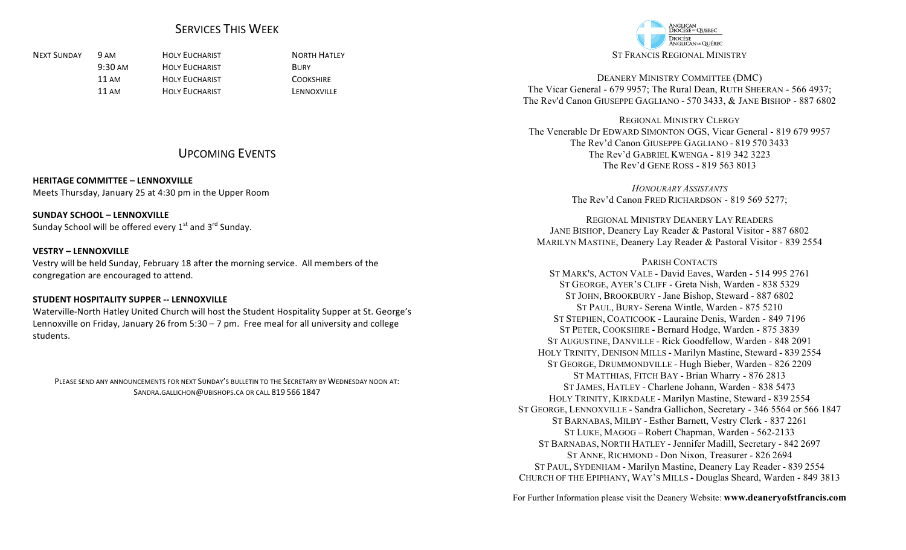## SERVICES THIS WEEK

| | | | |
|---|---|---|---|
| NEXT SUNDAY | 9 AM | HOLY EUCHARIST | NORTH HATLEY |
| | 9:30 AM | HOLY EUCHARIST | BURY |
| | 11 AM | HOLY EUCHARIST | COOKSHIRE |
| | 11 AM | HOLY EUCHARIST | LENNOXVILLE |

## UPCOMING EVENTS

**HERITAGE COMMITTEE – LENNOXVILLE**
Meets Thursday, January 25 at 4:30 pm in the Upper Room

**SUNDAY SCHOOL – LENNOXVILLE**
Sunday School will be offered every 1st and 3rd Sunday.

**VESTRY – LENNOXVILLE**
Vestry will be held Sunday, February 18 after the morning service. All members of the congregation are encouraged to attend.

**STUDENT HOSPITALITY SUPPER -- LENNOXVILLE**
Waterville-North Hatley United Church will host the Student Hospitality Supper at St. George's Lennoxville on Friday, January 26 from 5:30 – 7 pm. Free meal for all university and college students.

PLEASE SEND ANY ANNOUNCEMENTS FOR NEXT SUNDAY'S BULLETIN TO THE SECRETARY BY WEDNESDAY NOON AT: SANDRA.GALLICHON@UBISHOPS.CA OR CALL 819 566 1847

ANGLICAN DIOCESE OF QUEBEC
DIOCÈSE ANGLICAN DE QUÉBEC

ST FRANCIS REGIONAL MINISTRY

DEANERY MINISTRY COMMITTEE (DMC)
The Vicar General - 679 9957; The Rural Dean, RUTH SHEERAN - 566 4937;
The Rev'd Canon GIUSEPPE GAGLIANO - 570 3433, & JANE BISHOP - 887 6802

REGIONAL MINISTRY CLERGY
The Venerable Dr EDWARD SIMONTON OGS, Vicar General - 819 679 9957
The Rev'd Canon GIUSEPPE GAGLIANO - 819 570 3433
The Rev'd GABRIEL KWENGA - 819 342 3223
The Rev'd GENE ROSS - 819 563 8013

*HONOURARY ASSISTANTS*
The Rev'd Canon FRED RICHARDSON - 819 569 5277;

REGIONAL MINISTRY DEANERY LAY READERS
JANE BISHOP, Deanery Lay Reader & Pastoral Visitor - 887 6802
MARILYN MASTINE, Deanery Lay Reader & Pastoral Visitor - 839 2554

PARISH CONTACTS
ST MARK'S, ACTON VALE - David Eaves, Warden - 514 995 2761
ST GEORGE, AYER'S CLIFF - Greta Nish, Warden - 838 5329
ST JOHN, BROOKBURY - Jane Bishop, Steward - 887 6802
ST PAUL, BURY- Serena Wintle, Warden - 875 5210
ST STEPHEN, COATICOOK - Lauraine Denis, Warden - 849 7196
ST PETER, COOKSHIRE - Bernard Hodge, Warden - 875 3839
ST AUGUSTINE, DANVILLE - Rick Goodfellow, Warden - 848 2091
HOLY TRINITY, DENISON MILLS - Marilyn Mastine, Steward - 839 2554
ST GEORGE, DRUMMONDVILLE - Hugh Bieber, Warden - 826 2209
ST MATTHIAS, FITCH BAY - Brian Wharry - 876 2813
ST JAMES, HATLEY - Charlene Johann, Warden - 838 5473
HOLY TRINITY, KIRKDALE - Marilyn Mastine, Steward - 839 2554
ST GEORGE, LENNOXVILLE - Sandra Gallichon, Secretary - 346 5564 or 566 1847
ST BARNABAS, MILBY - Esther Barnett, Vestry Clerk - 837 2261
ST LUKE, MAGOG – Robert Chapman, Warden - 562-2133
ST BARNABAS, NORTH HATLEY - Jennifer Madill, Secretary - 842 2697
ST ANNE, RICHMOND - Don Nixon, Treasurer - 826 2694
ST PAUL, SYDENHAM - Marilyn Mastine, Deanery Lay Reader - 839 2554
CHURCH OF THE EPIPHANY, WAY'S MILLS - Douglas Sheard, Warden - 849 3813

For Further Information please visit the Deanery Website: **www.deaneryofstfrancis.com**